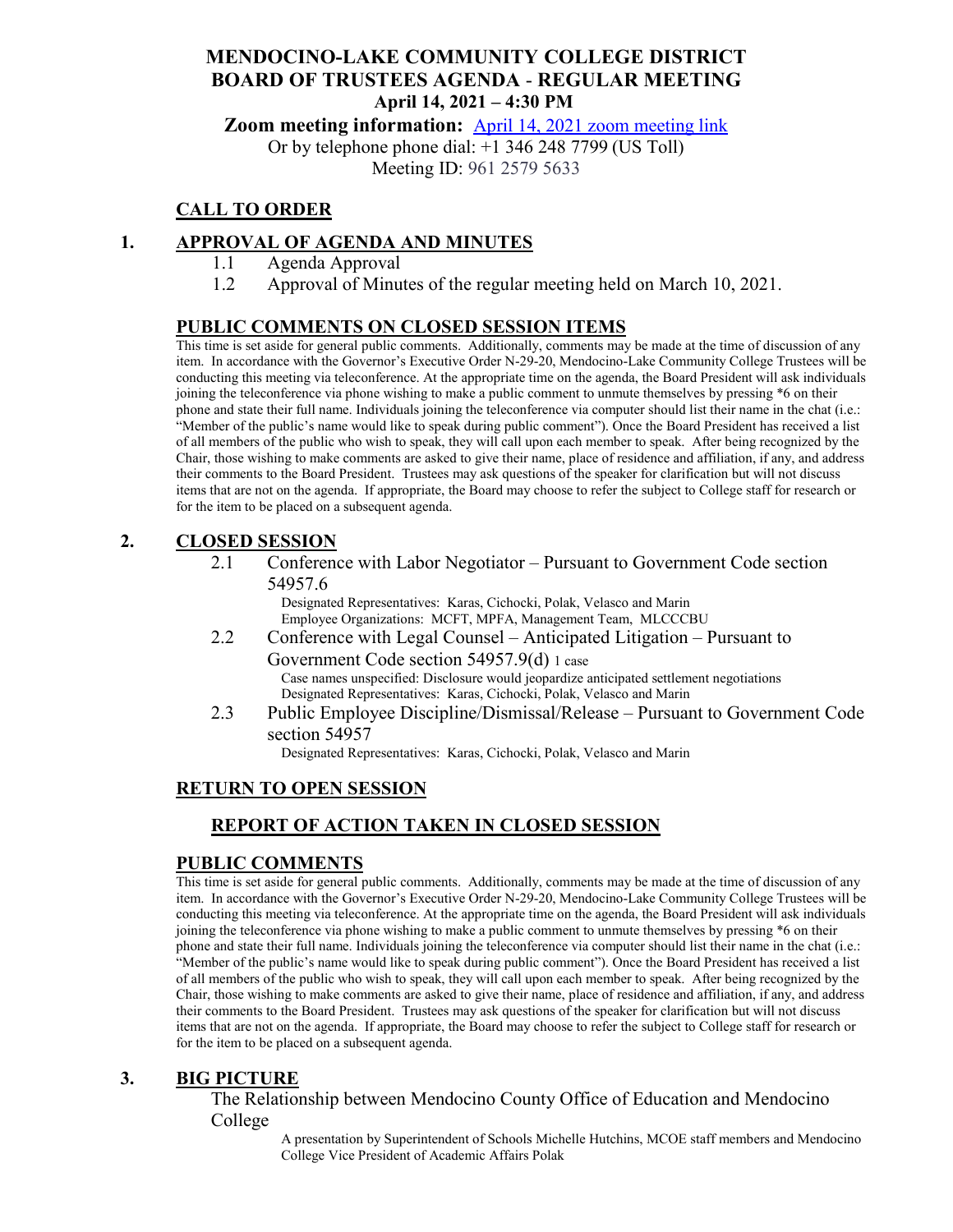# MENDOCINO-LAKE COMMUNITY COLLEGE DISTRICT
# BOARD OF TRUSTEES AGENDA - REGULAR MEETING
## April 14, 2021 – 4:30 PM

**Zoom meeting information:** [April 14, 2021 zoom meeting link]

Or by telephone phone dial: +1 346 248 7799 (US Toll)

Meeting ID: 961 2579 5633

## CALL TO ORDER

## 1. APPROVAL OF AGENDA AND MINUTES

1.1 Agenda Approval

1.2 Approval of Minutes of the regular meeting held on March 10, 2021.

## PUBLIC COMMENTS ON CLOSED SESSION ITEMS

This time is set aside for general public comments. Additionally, comments may be made at the time of discussion of any item. In accordance with the Governor's Executive Order N-29-20, Mendocino-Lake Community College Trustees will be conducting this meeting via teleconference. At the appropriate time on the agenda, the Board President will ask individuals joining the teleconference via phone wishing to make a public comment to unmute themselves by pressing *6 on their phone and state their full name. Individuals joining the teleconference via computer should list their name in the chat (i.e.: "Member of the public's name would like to speak during public comment"). Once the Board President has received a list of all members of the public who wish to speak, they will call upon each member to speak. After being recognized by the Chair, those wishing to make comments are asked to give their name, place of residence and affiliation, if any, and address their comments to the Board President. Trustees may ask questions of the speaker for clarification but will not discuss items that are not on the agenda. If appropriate, the Board may choose to refer the subject to College staff for research or for the item to be placed on a subsequent agenda.

## 2. CLOSED SESSION

2.1 Conference with Labor Negotiator – Pursuant to Government Code section 54957.6

Designated Representatives: Karas, Cichocki, Polak, Velasco and Marin
Employee Organizations: MCFT, MPFA, Management Team, MLCCCBU

2.2 Conference with Legal Counsel – Anticipated Litigation – Pursuant to Government Code section 54957.9(d) 1 case

Case names unspecified: Disclosure would jeopardize anticipated settlement negotiations
Designated Representatives: Karas, Cichocki, Polak, Velasco and Marin

2.3 Public Employee Discipline/Dismissal/Release – Pursuant to Government Code section 54957

Designated Representatives: Karas, Cichocki, Polak, Velasco and Marin

## RETURN TO OPEN SESSION

### REPORT OF ACTION TAKEN IN CLOSED SESSION

## PUBLIC COMMENTS

This time is set aside for general public comments. Additionally, comments may be made at the time of discussion of any item. In accordance with the Governor's Executive Order N-29-20, Mendocino-Lake Community College Trustees will be conducting this meeting via teleconference. At the appropriate time on the agenda, the Board President will ask individuals joining the teleconference via phone wishing to make a public comment to unmute themselves by pressing *6 on their phone and state their full name. Individuals joining the teleconference via computer should list their name in the chat (i.e.: "Member of the public's name would like to speak during public comment"). Once the Board President has received a list of all members of the public who wish to speak, they will call upon each member to speak. After being recognized by the Chair, those wishing to make comments are asked to give their name, place of residence and affiliation, if any, and address their comments to the Board President. Trustees may ask questions of the speaker for clarification but will not discuss items that are not on the agenda. If appropriate, the Board may choose to refer the subject to College staff for research or for the item to be placed on a subsequent agenda.

## 3. BIG PICTURE

The Relationship between Mendocino County Office of Education and Mendocino College

A presentation by Superintendent of Schools Michelle Hutchins, MCOE staff members and Mendocino College Vice President of Academic Affairs Polak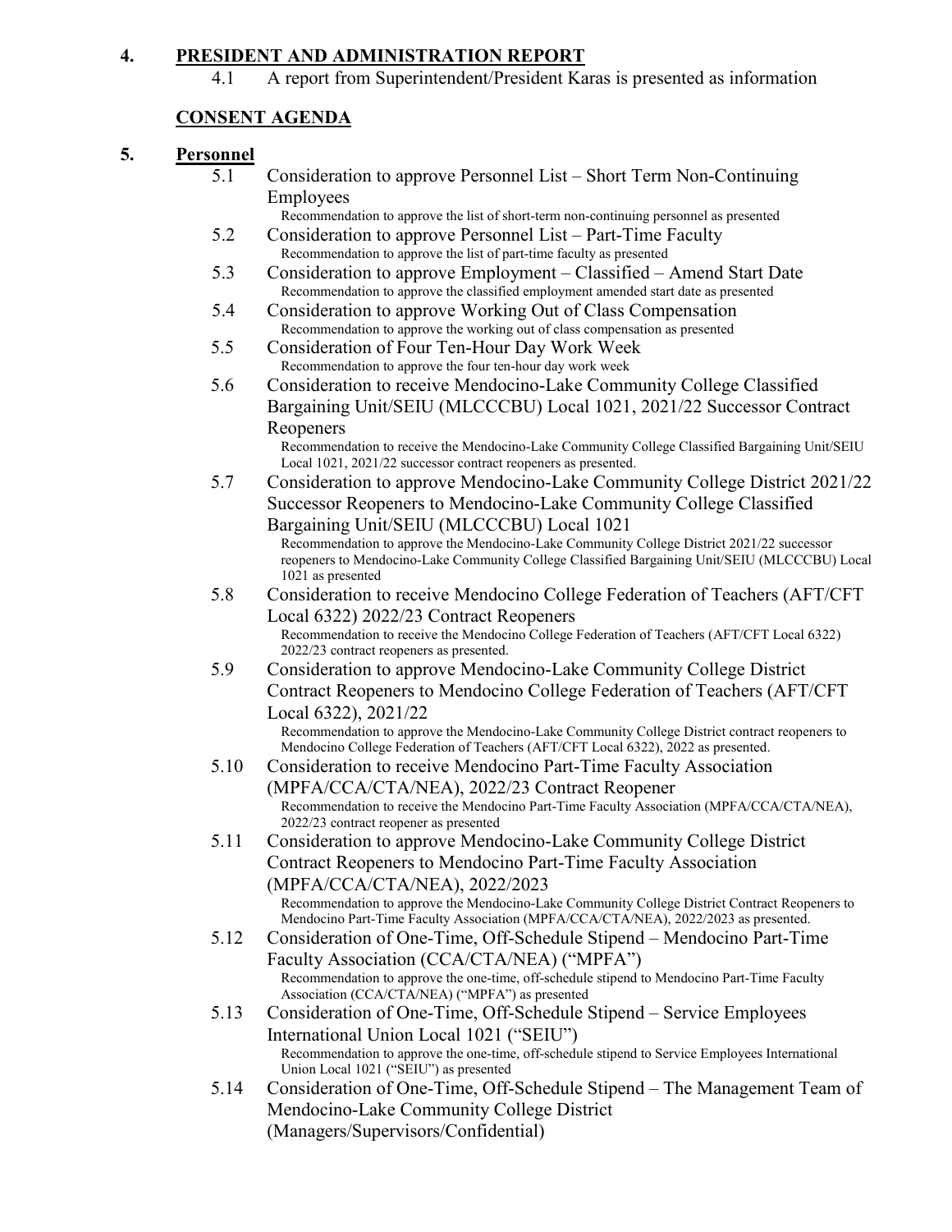## 4. PRESIDENT AND ADMINISTRATION REPORT

4.1 A report from Superintendent/President Karas is presented as information

## CONSENT AGENDA

## 5. Personnel

5.1 Consideration to approve Personnel List – Short Term Non-Continuing Employees
Recommendation to approve the list of short-term non-continuing personnel as presented

5.2 Consideration to approve Personnel List – Part-Time Faculty
Recommendation to approve the list of part-time faculty as presented

5.3 Consideration to approve Employment – Classified – Amend Start Date
Recommendation to approve the classified employment amended start date as presented

5.4 Consideration to approve Working Out of Class Compensation
Recommendation to approve the working out of class compensation as presented

5.5 Consideration of Four Ten-Hour Day Work Week
Recommendation to approve the four ten-hour day work week

5.6 Consideration to receive Mendocino-Lake Community College Classified Bargaining Unit/SEIU (MLCCCBU) Local 1021, 2021/22 Successor Contract Reopeners
Recommendation to receive the Mendocino-Lake Community College Classified Bargaining Unit/SEIU Local 1021, 2021/22 successor contract reopeners as presented.

5.7 Consideration to approve Mendocino-Lake Community College District 2021/22 Successor Reopeners to Mendocino-Lake Community College Classified Bargaining Unit/SEIU (MLCCCBU) Local 1021
Recommendation to approve the Mendocino-Lake Community College District 2021/22 successor reopeners to Mendocino-Lake Community College Classified Bargaining Unit/SEIU (MLCCCBU) Local 1021 as presented

5.8 Consideration to receive Mendocino College Federation of Teachers (AFT/CFT Local 6322) 2022/23 Contract Reopeners
Recommendation to receive the Mendocino College Federation of Teachers (AFT/CFT Local 6322) 2022/23 contract reopeners as presented.

5.9 Consideration to approve Mendocino-Lake Community College District Contract Reopeners to Mendocino College Federation of Teachers (AFT/CFT Local 6322), 2021/22
Recommendation to approve the Mendocino-Lake Community College District contract reopeners to Mendocino College Federation of Teachers (AFT/CFT Local 6322), 2022 as presented.

5.10 Consideration to receive Mendocino Part-Time Faculty Association (MPFA/CCA/CTA/NEA), 2022/23 Contract Reopener
Recommendation to receive the Mendocino Part-Time Faculty Association (MPFA/CCA/CTA/NEA), 2022/23 contract reopener as presented

5.11 Consideration to approve Mendocino-Lake Community College District Contract Reopeners to Mendocino Part-Time Faculty Association (MPFA/CCA/CTA/NEA), 2022/2023
Recommendation to approve the Mendocino-Lake Community College District Contract Reopeners to Mendocino Part-Time Faculty Association (MPFA/CCA/CTA/NEA), 2022/2023 as presented.

5.12 Consideration of One-Time, Off-Schedule Stipend – Mendocino Part-Time Faculty Association (CCA/CTA/NEA) ("MPFA")
Recommendation to approve the one-time, off-schedule stipend to Mendocino Part-Time Faculty Association (CCA/CTA/NEA) ("MPFA") as presented

5.13 Consideration of One-Time, Off-Schedule Stipend – Service Employees International Union Local 1021 ("SEIU")
Recommendation to approve the one-time, off-schedule stipend to Service Employees International Union Local 1021 ("SEIU") as presented

5.14 Consideration of One-Time, Off-Schedule Stipend – The Management Team of Mendocino-Lake Community College District (Managers/Supervisors/Confidential)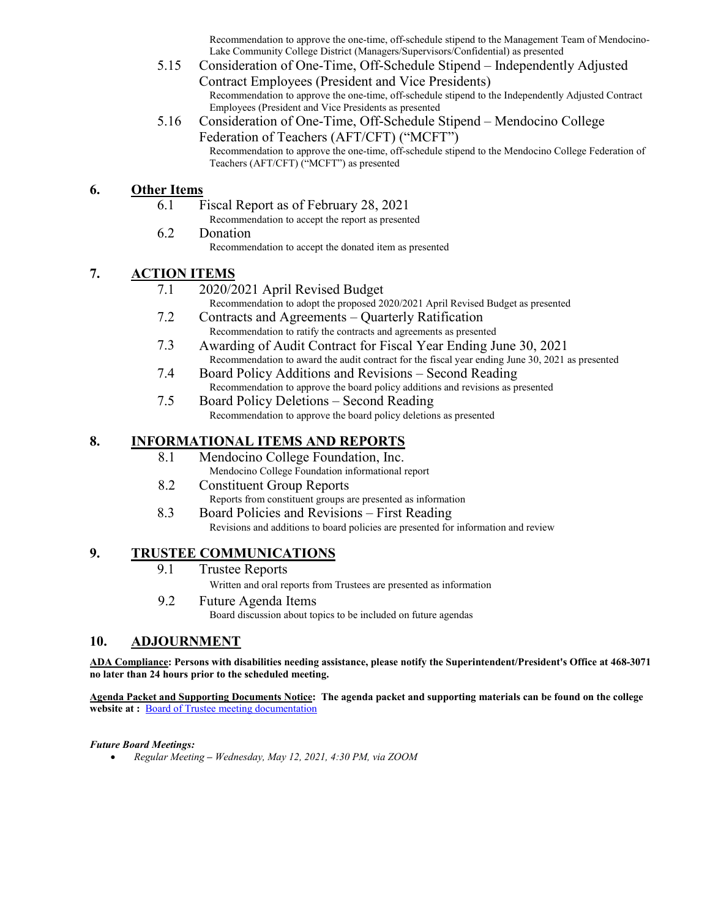Recommendation to approve the one-time, off-schedule stipend to the Management Team of Mendocino-Lake Community College District (Managers/Supervisors/Confidential) as presented

5.15 Consideration of One-Time, Off-Schedule Stipend – Independently Adjusted Contract Employees (President and Vice Presidents)
Recommendation to approve the one-time, off-schedule stipend to the Independently Adjusted Contract Employees (President and Vice Presidents as presented

5.16 Consideration of One-Time, Off-Schedule Stipend – Mendocino College Federation of Teachers (AFT/CFT) ("MCFT")
Recommendation to approve the one-time, off-schedule stipend to the Mendocino College Federation of Teachers (AFT/CFT) ("MCFT") as presented

## 6. Other Items

6.1 Fiscal Report as of February 28, 2021
Recommendation to accept the report as presented

6.2 Donation
Recommendation to accept the donated item as presented

## 7. ACTION ITEMS

7.1 2020/2021 April Revised Budget
Recommendation to adopt the proposed 2020/2021 April Revised Budget as presented

7.2 Contracts and Agreements – Quarterly Ratification
Recommendation to ratify the contracts and agreements as presented

7.3 Awarding of Audit Contract for Fiscal Year Ending June 30, 2021
Recommendation to award the audit contract for the fiscal year ending June 30, 2021 as presented

7.4 Board Policy Additions and Revisions – Second Reading
Recommendation to approve the board policy additions and revisions as presented

7.5 Board Policy Deletions – Second Reading
Recommendation to approve the board policy deletions as presented

## 8. INFORMATIONAL ITEMS AND REPORTS

8.1 Mendocino College Foundation, Inc.
Mendocino College Foundation informational report

8.2 Constituent Group Reports
Reports from constituent groups are presented as information

8.3 Board Policies and Revisions – First Reading
Revisions and additions to board policies are presented for information and review

## 9. TRUSTEE COMMUNICATIONS

9.1 Trustee Reports
Written and oral reports from Trustees are presented as information

9.2 Future Agenda Items
Board discussion about topics to be included on future agendas

## 10. ADJOURNMENT

**ADA Compliance: Persons with disabilities needing assistance, please notify the Superintendent/President's Office at 468-3071 no later than 24 hours prior to the scheduled meeting.**

**Agenda Packet and Supporting Documents Notice: The agenda packet and supporting materials can be found on the college website at :** Board of Trustee meeting documentation

***Future Board Meetings:***

- *Regular Meeting – Wednesday, May 12, 2021, 4:30 PM, via ZOOM*